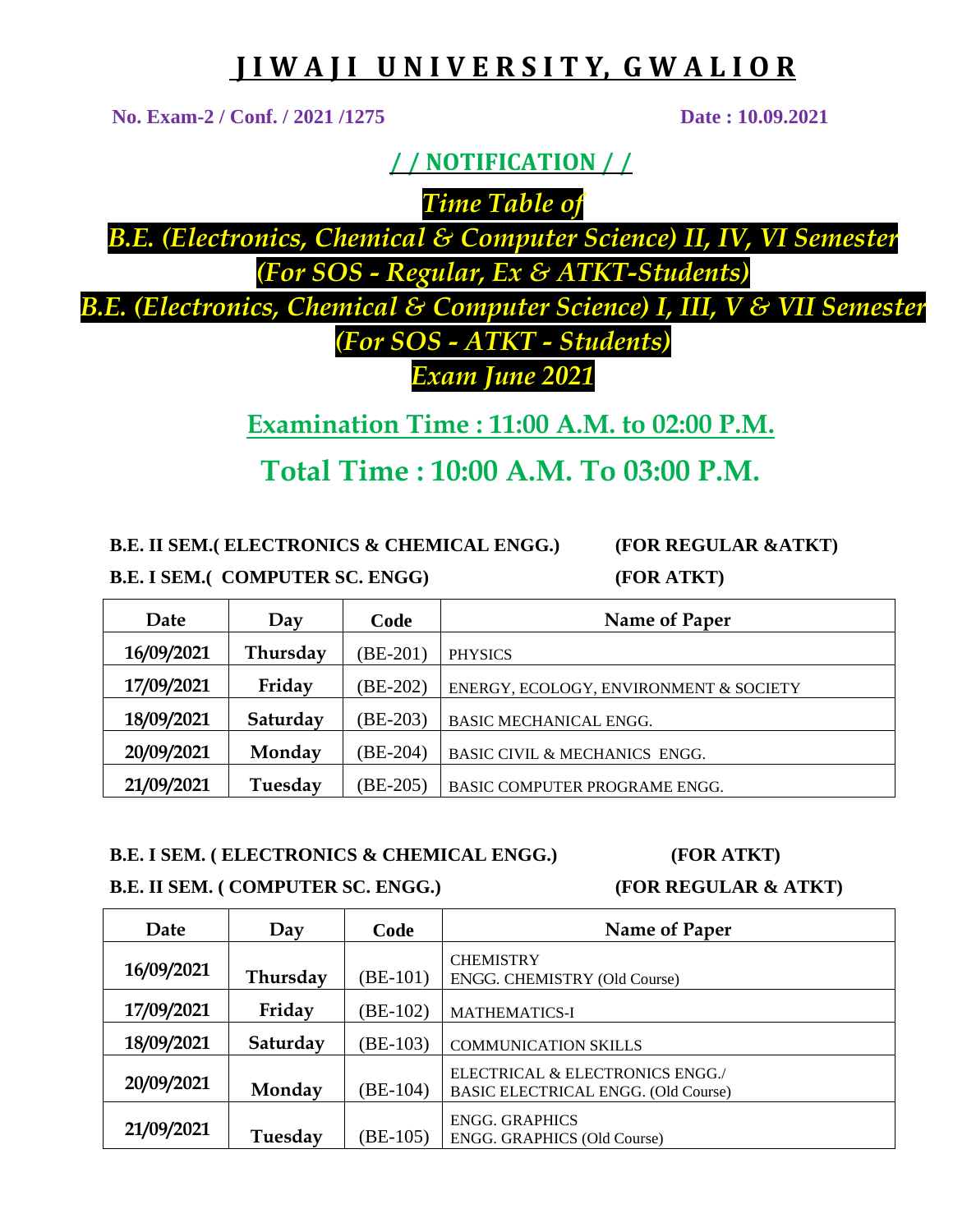# J I W A J I U N I V E R S I T Y, G W A L I O R

**No. Exam-2 / Conf. / 2021 /1275** **Date : 10.09.2021**

## / / NOTIFICATION / /

***Time Table of***

***B.E. (Electronics, Chemical & Computer Science) II, IV, VI Semester***

***(For SOS - Regular, Ex & ATKT-Students)***

***B.E. (Electronics, Chemical & Computer Science) I, III, V & VII Semester***

***(For SOS - ATKT - Students)***

***Exam June 2021***

**Examination Time : 11:00 A.M. to 02:00 P.M.**

**Total Time : 10:00 A.M. To 03:00 P.M.**

**B.E. II SEM.( ELECTRONICS & CHEMICAL ENGG.) (FOR REGULAR &ATKT)**

**B.E. I SEM.( COMPUTER SC. ENGG) (FOR ATKT)**

| Date | Day | Code | Name of Paper |
|---|---|---|---|
| **16/09/2021** | **Thursday** | (BE-201) | PHYSICS |
| **17/09/2021** | **Friday** | (BE-202) | ENERGY, ECOLOGY, ENVIRONMENT & SOCIETY |
| **18/09/2021** | **Saturday** | (BE-203) | BASIC MECHANICAL ENGG. |
| **20/09/2021** | **Monday** | (BE-204) | BASIC CIVIL & MECHANICS ENGG. |
| **21/09/2021** | **Tuesday** | (BE-205) | BASIC COMPUTER PROGRAME ENGG. |

**B.E. I SEM. ( ELECTRONICS & CHEMICAL ENGG.) (FOR ATKT)**

**B.E. II SEM. ( COMPUTER SC. ENGG.) (FOR REGULAR & ATKT)**

| Date | Day | Code | Name of Paper |
|---|---|---|---|
| **16/09/2021** | **Thursday** | (BE-101) | CHEMISTRY<br>ENGG. CHEMISTRY (Old Course) |
| **17/09/2021** | **Friday** | (BE-102) | MATHEMATICS-I |
| **18/09/2021** | **Saturday** | (BE-103) | COMMUNICATION SKILLS |
| **20/09/2021** | **Monday** | (BE-104) | ELECTRICAL & ELECTRONICS ENGG./<br>BASIC ELECTRICAL ENGG. (Old Course) |
| **21/09/2021** | **Tuesday** | (BE-105) | ENGG. GRAPHICS<br>ENGG. GRAPHICS (Old Course) |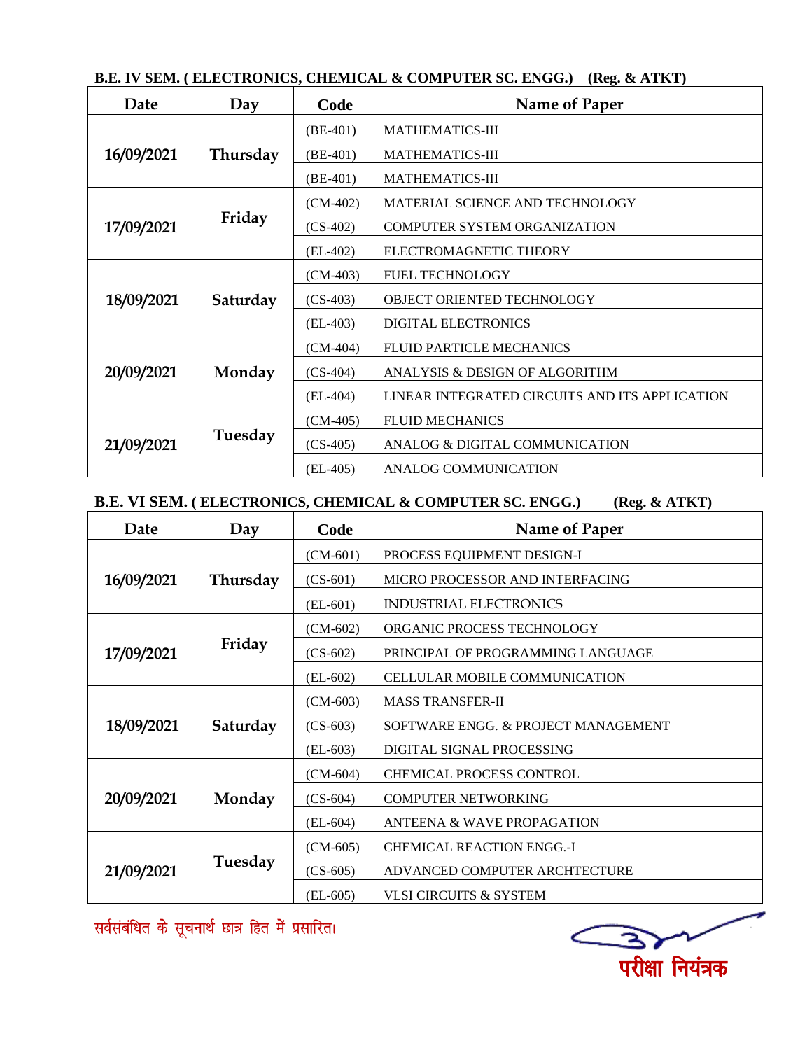**B.E. IV SEM. ( ELECTRONICS, CHEMICAL & COMPUTER SC. ENGG.) (Reg. & ATKT)**

| Date | Day | Code | Name of Paper |
|---|---|---|---|
| 16/09/2021 | Thursday | (BE-401) | MATHEMATICS-III |
| | | (BE-401) | MATHEMATICS-III |
| | | (BE-401) | MATHEMATICS-III |
| 17/09/2021 | Friday | (CM-402) | MATERIAL SCIENCE AND TECHNOLOGY |
| | | (CS-402) | COMPUTER SYSTEM ORGANIZATION |
| | | (EL-402) | ELECTROMAGNETIC THEORY |
| 18/09/2021 | Saturday | (CM-403) | FUEL TECHNOLOGY |
| | | (CS-403) | OBJECT ORIENTED TECHNOLOGY |
| | | (EL-403) | DIGITAL ELECTRONICS |
| 20/09/2021 | Monday | (CM-404) | FLUID PARTICLE MECHANICS |
| | | (CS-404) | ANALYSIS & DESIGN OF ALGORITHM |
| | | (EL-404) | LINEAR INTEGRATED CIRCUITS AND ITS APPLICATION |
| 21/09/2021 | Tuesday | (CM-405) | FLUID MECHANICS |
| | | (CS-405) | ANALOG & DIGITAL COMMUNICATION |
| | | (EL-405) | ANALOG COMMUNICATION |

**B.E. VI SEM. ( ELECTRONICS, CHEMICAL & COMPUTER SC. ENGG.) (Reg. & ATKT)**

| Date | Day | Code | Name of Paper |
|---|---|---|---|
| 16/09/2021 | Thursday | (CM-601) | PROCESS EQUIPMENT DESIGN-I |
| | | (CS-601) | MICRO PROCESSOR AND INTERFACING |
| | | (EL-601) | INDUSTRIAL ELECTRONICS |
| 17/09/2021 | Friday | (CM-602) | ORGANIC PROCESS TECHNOLOGY |
| | | (CS-602) | PRINCIPAL OF PROGRAMMING LANGUAGE |
| | | (EL-602) | CELLULAR MOBILE COMMUNICATION |
| 18/09/2021 | Saturday | (CM-603) | MASS TRANSFER-II |
| | | (CS-603) | SOFTWARE ENGG. & PROJECT MANAGEMENT |
| | | (EL-603) | DIGITAL SIGNAL PROCESSING |
| 20/09/2021 | Monday | (CM-604) | CHEMICAL PROCESS CONTROL |
| | | (CS-604) | COMPUTER NETWORKING |
| | | (EL-604) | ANTEENA & WAVE PROPAGATION |
| 21/09/2021 | Tuesday | (CM-605) | CHEMICAL REACTION ENGG.-I |
| | | (CS-605) | ADVANCED COMPUTER ARCHTECTURE |
| | | (EL-605) | VLSI CIRCUITS & SYSTEM |

सर्वसंबंधित के सूचनार्थ छात्र हित में प्रसारित।

परीक्षा नियंत्रक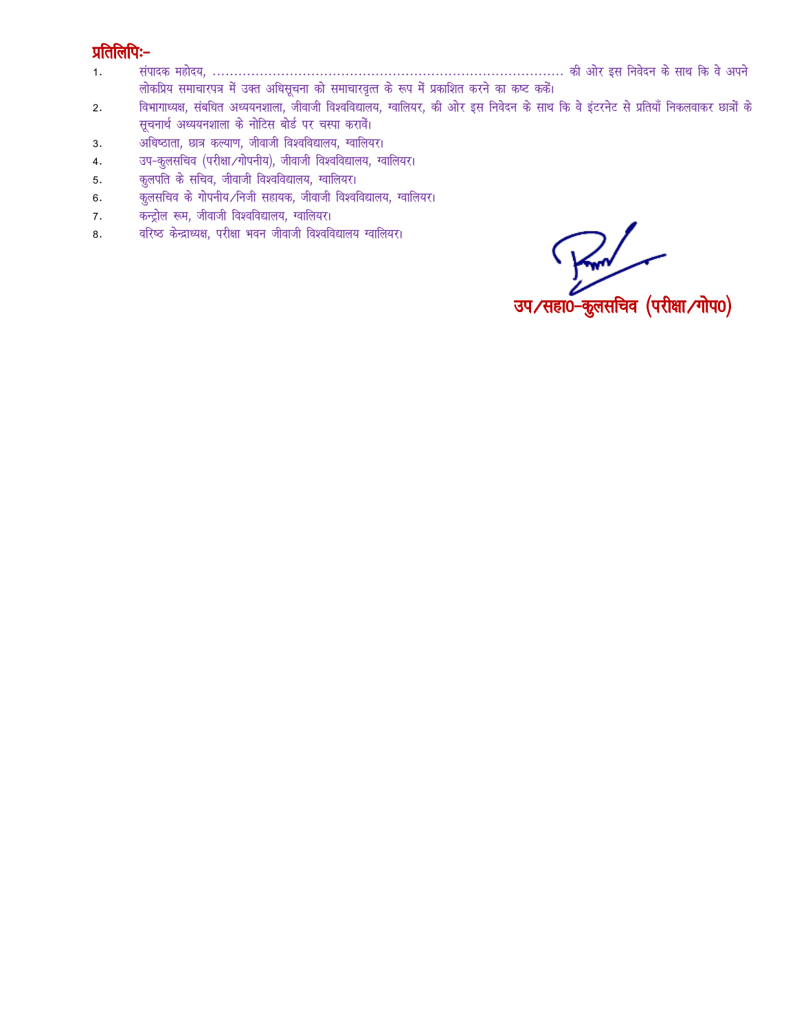**प्रतिलिपिः-**

1. संपादक महोदय, ................................................................................ की ओर इस निवेदन के साथ कि वे अपने लोकप्रिय समाचारपत्र में उक्त अधिसूचना को समाचारवृत्त के रूप में प्रकाशित करने का कष्ट करें।
2. विभागाध्यक्ष, संबधित अध्ययनशाला, जीवाजी विश्वविद्यालय, ग्वालियर, की ओर इस निवेदन के साथ कि वे इंटरनेट से प्रतियाँ निकलवाकर छात्रों के सूचनार्थ अध्ययनशाला के नोटिस बोर्ड पर चस्पा करावें।
3. अधिष्ठाता, छात्र कल्याण, जीवाजी विश्वविद्यालय, ग्वालियर।
4. उप-कुलसचिव (परीक्षा/गोपनीय), जीवाजी विश्वविद्यालय, ग्वालियर।
5. कुलपति के सचिव, जीवाजी विश्वविद्यालय, ग्वालियर।
6. कुलसचिव के गोपनीय/निजी सहायक, जीवाजी विश्वविद्यालय, ग्वालियर।
7. कन्ट्रोल रूम, जीवाजी विश्वविद्यालय, ग्वालियर।
8. वरिष्ठ केन्द्राध्यक्ष, परीक्षा भवन जीवाजी विश्वविद्यालय ग्वालियर।

**उप/सहा0-कुलसचिव (परीक्षा/गोप0)**